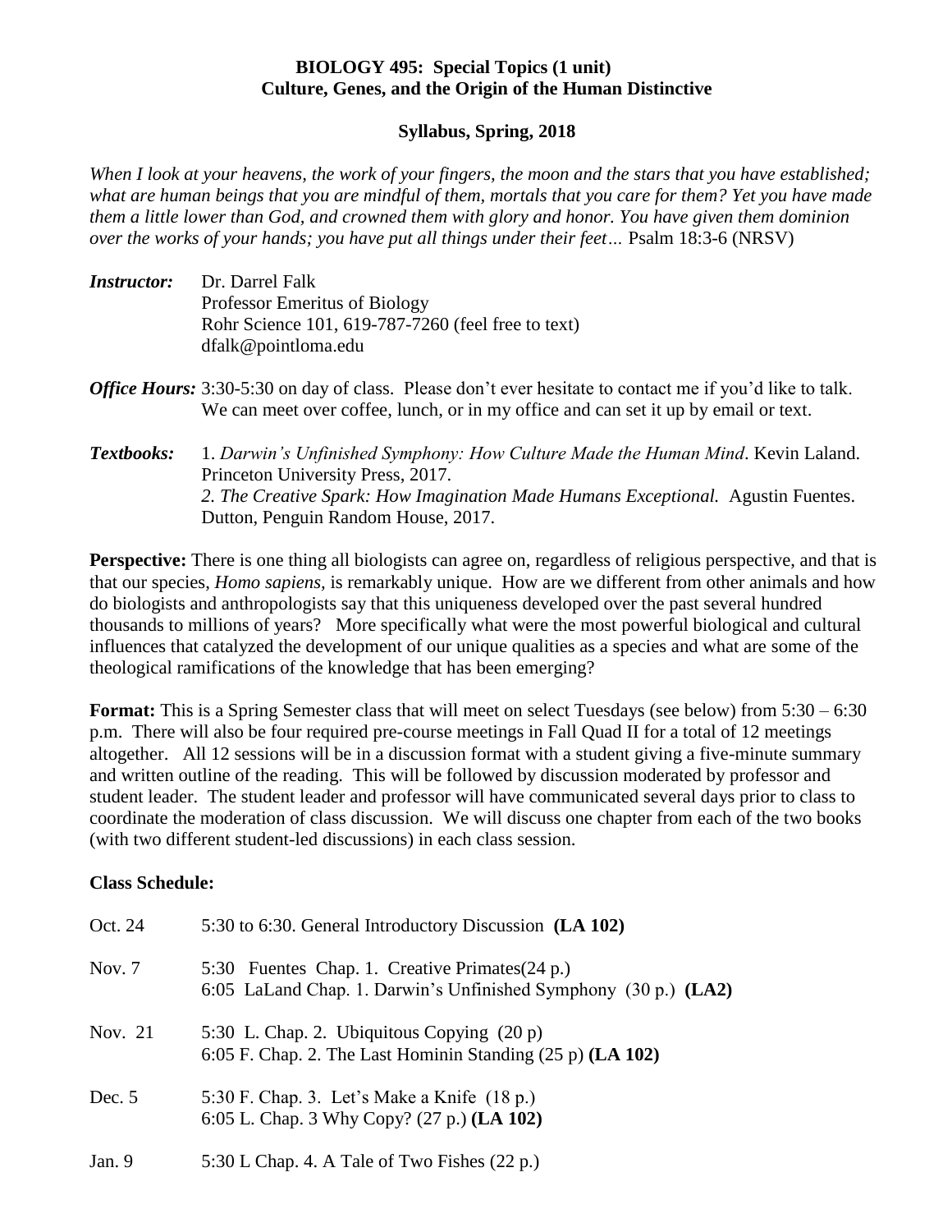**BIOLOGY 495: Special Topics (1 unit)**
**Culture, Genes, and the Origin of the Human Distinctive**

**Syllabus, Spring, 2018**

*When I look at your heavens, the work of your fingers, the moon and the stars that you have established; what are human beings that you are mindful of them, mortals that you care for them? Yet you have made them a little lower than God, and crowned them with glory and honor. You have given them dominion over the works of your hands; you have put all things under their feet…* Psalm 18:3-6 (NRSV)

***Instructor:*** Dr. Darrel Falk
Professor Emeritus of Biology
Rohr Science 101, 619-787-7260 (feel free to text)
dfalk@pointloma.edu

***Office Hours:*** 3:30-5:30 on day of class. Please don't ever hesitate to contact me if you'd like to talk. We can meet over coffee, lunch, or in my office and can set it up by email or text.

***Textbooks:***
1. *Darwin's Unfinished Symphony: How Culture Made the Human Mind*. Kevin Laland. Princeton University Press, 2017.
*2. The Creative Spark: How Imagination Made Humans Exceptional.* Agustin Fuentes. Dutton, Penguin Random House, 2017.

**Perspective:** There is one thing all biologists can agree on, regardless of religious perspective, and that is that our species, *Homo sapiens*, is remarkably unique. How are we different from other animals and how do biologists and anthropologists say that this uniqueness developed over the past several hundred thousands to millions of years? More specifically what were the most powerful biological and cultural influences that catalyzed the development of our unique qualities as a species and what are some of the theological ramifications of the knowledge that has been emerging?

**Format:** This is a Spring Semester class that will meet on select Tuesdays (see below) from 5:30 – 6:30 p.m. There will also be four required pre-course meetings in Fall Quad II for a total of 12 meetings altogether. All 12 sessions will be in a discussion format with a student giving a five-minute summary and written outline of the reading. This will be followed by discussion moderated by professor and student leader. The student leader and professor will have communicated several days prior to class to coordinate the moderation of class discussion. We will discuss one chapter from each of the two books (with two different student-led discussions) in each class session.

**Class Schedule:**

| | |
|---|---|
| Oct. 24 | 5:30 to 6:30. General Introductory Discussion **(LA 102)** |
| Nov. 7 | 5:30 Fuentes Chap. 1. Creative Primates(24 p.)<br>6:05 LaLand Chap. 1. Darwin's Unfinished Symphony (30 p.) **(LA2)** |
| Nov. 21 | 5:30 L. Chap. 2. Ubiquitous Copying (20 p)<br>6:05 F. Chap. 2. The Last Hominin Standing (25 p) **(LA 102)** |
| Dec. 5 | 5:30 F. Chap. 3. Let's Make a Knife (18 p.)<br>6:05 L. Chap. 3 Why Copy? (27 p.) **(LA 102)** |
| Jan. 9 | 5:30 L Chap. 4. A Tale of Two Fishes (22 p.) |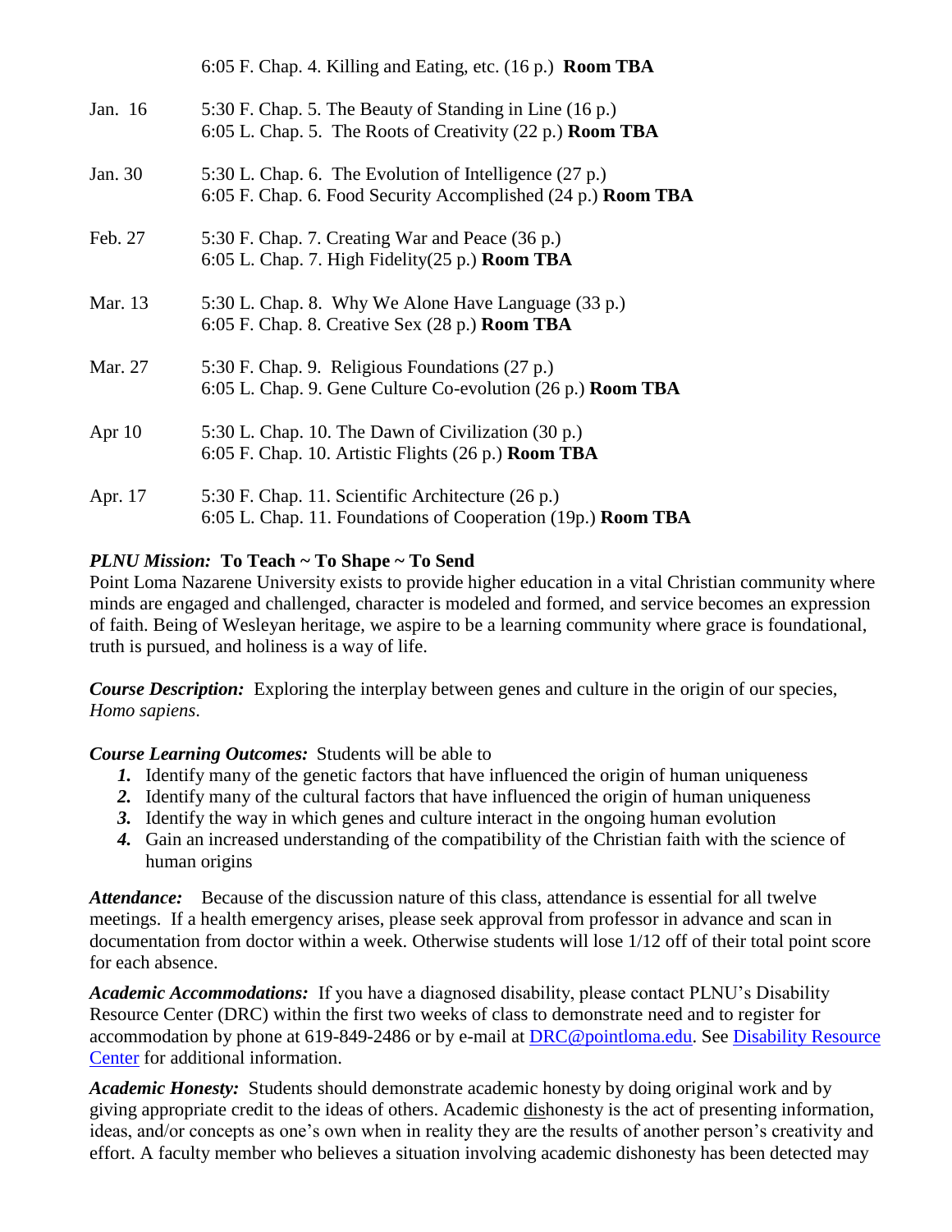| | |
|---|---|
| | 6:05 F. Chap. 4. Killing and Eating, etc. (16 p.) **Room TBA** |
| Jan. 16 | 5:30 F. Chap. 5. The Beauty of Standing in Line (16 p.)<br>6:05 L. Chap. 5. The Roots of Creativity (22 p.) **Room TBA** |
| Jan. 30 | 5:30 L. Chap. 6. The Evolution of Intelligence (27 p.)<br>6:05 F. Chap. 6. Food Security Accomplished (24 p.) **Room TBA** |
| Feb. 27 | 5:30 F. Chap. 7. Creating War and Peace (36 p.)<br>6:05 L. Chap. 7. High Fidelity(25 p.) **Room TBA** |
| Mar. 13 | 5:30 L. Chap. 8. Why We Alone Have Language (33 p.)<br>6:05 F. Chap. 8. Creative Sex (28 p.) **Room TBA** |
| Mar. 27 | 5:30 F. Chap. 9. Religious Foundations (27 p.)<br>6:05 L. Chap. 9. Gene Culture Co-evolution (26 p.) **Room TBA** |
| Apr 10 | 5:30 L. Chap. 10. The Dawn of Civilization (30 p.)<br>6:05 F. Chap. 10. Artistic Flights (26 p.) **Room TBA** |
| Apr. 17 | 5:30 F. Chap. 11. Scientific Architecture (26 p.)<br>6:05 L. Chap. 11. Foundations of Cooperation (19p.) **Room TBA** |

***PLNU Mission:*** **To Teach ~ To Shape ~ To Send**
Point Loma Nazarene University exists to provide higher education in a vital Christian community where minds are engaged and challenged, character is modeled and formed, and service becomes an expression of faith. Being of Wesleyan heritage, we aspire to be a learning community where grace is foundational, truth is pursued, and holiness is a way of life.

***Course Description:*** Exploring the interplay between genes and culture in the origin of our species, *Homo sapiens*.

***Course Learning Outcomes:*** Students will be able to

1. Identify many of the genetic factors that have influenced the origin of human uniqueness
2. Identify many of the cultural factors that have influenced the origin of human uniqueness
3. Identify the way in which genes and culture interact in the ongoing human evolution
4. Gain an increased understanding of the compatibility of the Christian faith with the science of human origins

***Attendance:*** Because of the discussion nature of this class, attendance is essential for all twelve meetings. If a health emergency arises, please seek approval from professor in advance and scan in documentation from doctor within a week. Otherwise students will lose 1/12 off of their total point score for each absence.

***Academic Accommodations:*** If you have a diagnosed disability, please contact PLNU's Disability Resource Center (DRC) within the first two weeks of class to demonstrate need and to register for accommodation by phone at 619-849-2486 or by e-mail at DRC@pointloma.edu. See Disability Resource Center for additional information.

***Academic Honesty:*** Students should demonstrate academic honesty by doing original work and by giving appropriate credit to the ideas of others. Academic dishonesty is the act of presenting information, ideas, and/or concepts as one's own when in reality they are the results of another person's creativity and effort. A faculty member who believes a situation involving academic dishonesty has been detected may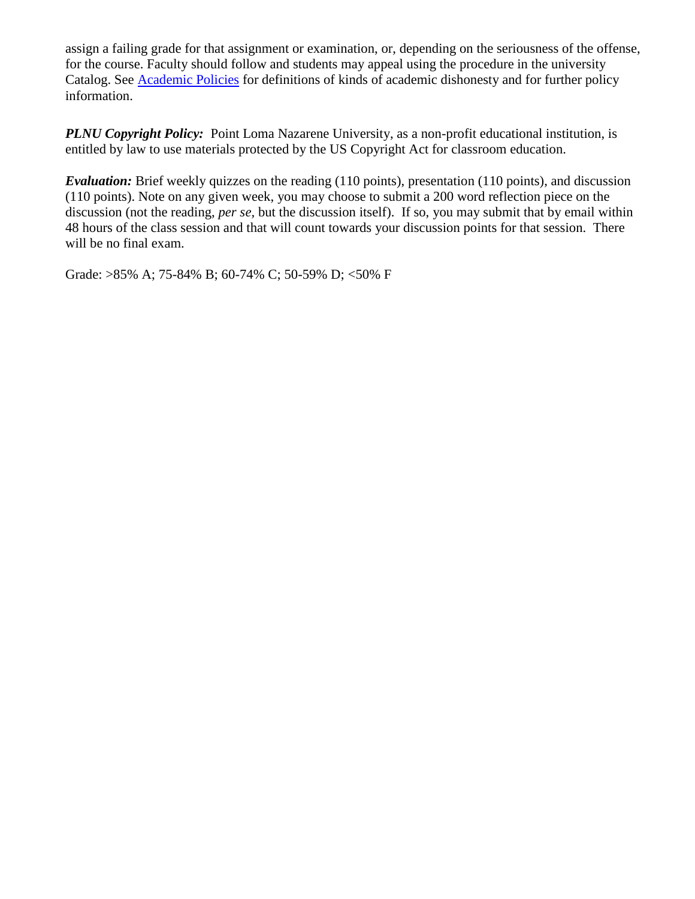assign a failing grade for that assignment or examination, or, depending on the seriousness of the offense, for the course. Faculty should follow and students may appeal using the procedure in the university Catalog. See [Academic Policies] for definitions of kinds of academic dishonesty and for further policy information.

***PLNU Copyright Policy:*** Point Loma Nazarene University, as a non-profit educational institution, is entitled by law to use materials protected by the US Copyright Act for classroom education.

***Evaluation:*** Brief weekly quizzes on the reading (110 points), presentation (110 points), and discussion (110 points). Note on any given week, you may choose to submit a 200 word reflection piece on the discussion (not the reading, *per se*, but the discussion itself). If so, you may submit that by email within 48 hours of the class session and that will count towards your discussion points for that session. There will be no final exam.

Grade: >85% A; 75-84% B; 60-74% C; 50-59% D; <50% F